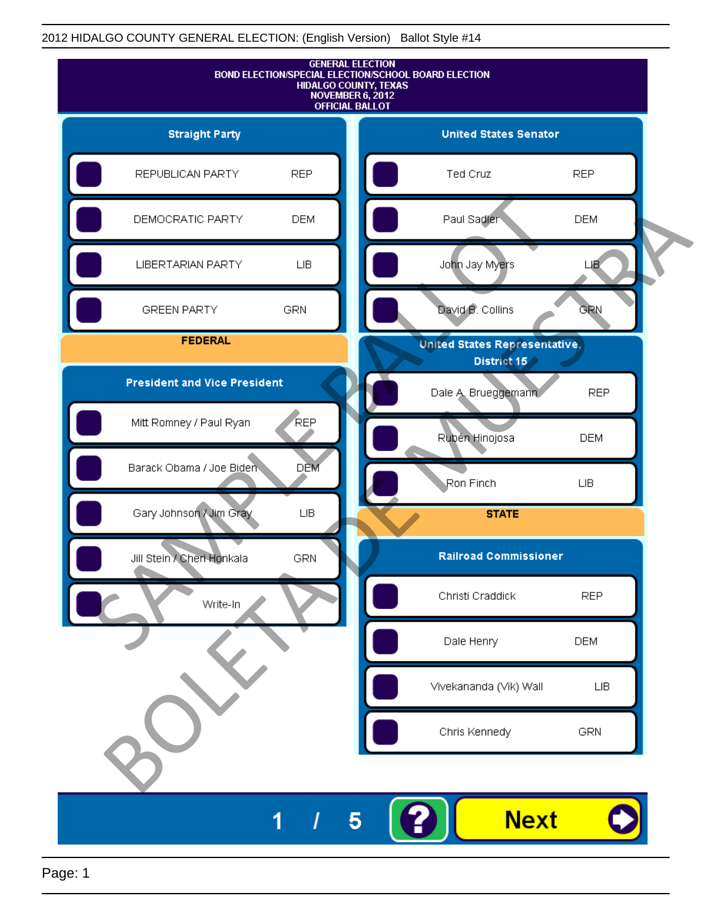2012 HIDALGO COUNTY GENERAL ELECTION: (English Version) Ballot Style #14

# GENERAL ELECTION
## BOND ELECTION/SPECIAL ELECTION/SCHOOL BOARD ELECTION
## HIDALGO COUNTY, TEXAS
## NOVEMBER 6, 2012
## OFFICIAL BALLOT

### Straight Party

| Candidate | Party |
|---|---|
| REPUBLICAN PARTY | REP |
| DEMOCRATIC PARTY | DEM |
| LIBERTARIAN PARTY | LIB |
| GREEN PARTY | GRN |

## FEDERAL

### President and Vice President

| Candidate | Party |
|---|---|
| Mitt Romney / Paul Ryan | REP |
| Barack Obama / Joe Biden | DEM |
| Gary Johnson / Jim Gray | LIB |
| Jill Stein / Cheri Honkala | GRN |
| Write-In | |

### United States Senator

| Candidate | Party |
|---|---|
| Ted Cruz | REP |
| Paul Sadler | DEM |
| John Jay Myers | LIB |
| David B. Collins | GRN |

### United States Representative, District 15

| Candidate | Party |
|---|---|
| Dale A. Brueggemann | REP |
| Rubén Hinojosa | DEM |
| Ron Finch | LIB |

## STATE

### Railroad Commissioner

| Candidate | Party |
|---|---|
| Christi Craddick | REP |
| Dale Henry | DEM |
| Vivekananda (Vik) Wall | LIB |
| Chris Kennedy | GRN |

SAMPLE BALLOT
BOLETA DE MUESTRA

1 / 5

Next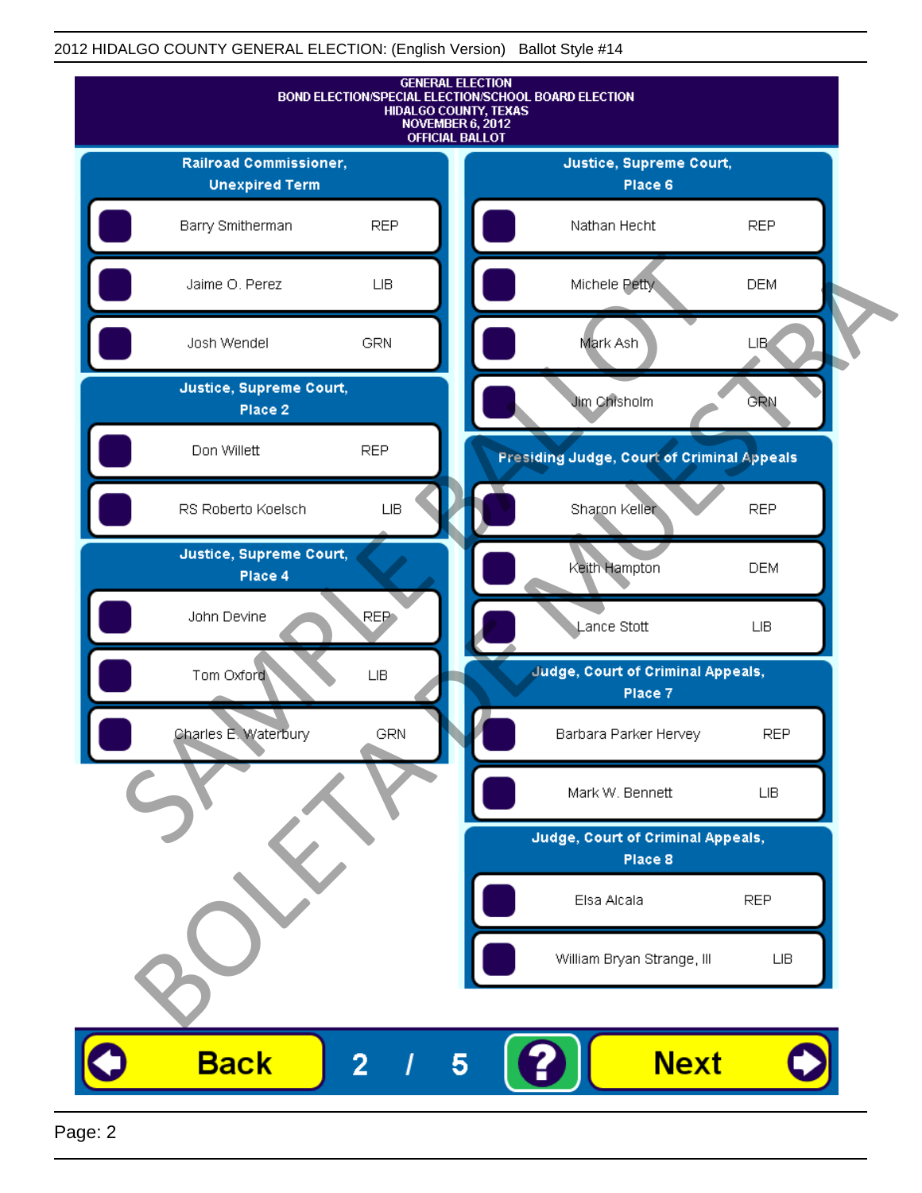GENERAL ELECTION
BOND ELECTION/SPECIAL ELECTION/SCHOOL BOARD ELECTION
HIDALGO COUNTY, TEXAS
NOVEMBER 6, 2012
OFFICIAL BALLOT

## Railroad Commissioner, Unexpired Term

| Candidate | Party |
| --- | --- |
| Barry Smitherman | REP |
| Jaime O. Perez | LIB |
| Josh Wendel | GRN |

## Justice, Supreme Court, Place 2

| Candidate | Party |
| --- | --- |
| Don Willett | REP |
| RS Roberto Koelsch | LIB |

## Justice, Supreme Court, Place 4

| Candidate | Party |
| --- | --- |
| John Devine | REP |
| Tom Oxford | LIB |
| Charles E. Waterbury | GRN |

## Justice, Supreme Court, Place 6

| Candidate | Party |
| --- | --- |
| Nathan Hecht | REP |
| Michele Petty | DEM |
| Mark Ash | LIB |
| Jim Chisholm | GRN |

## Presiding Judge, Court of Criminal Appeals

| Candidate | Party |
| --- | --- |
| Sharon Keller | REP |
| Keith Hampton | DEM |
| Lance Stott | LIB |

## Judge, Court of Criminal Appeals, Place 7

| Candidate | Party |
| --- | --- |
| Barbara Parker Hervey | REP |
| Mark W. Bennett | LIB |

## Judge, Court of Criminal Appeals, Place 8

| Candidate | Party |
| --- | --- |
| Elsa Alcala | REP |
| William Bryan Strange, III | LIB |

SAMPLE BALLOT
BOLETA DE MUESTRA

Back 2 / 5 ? Next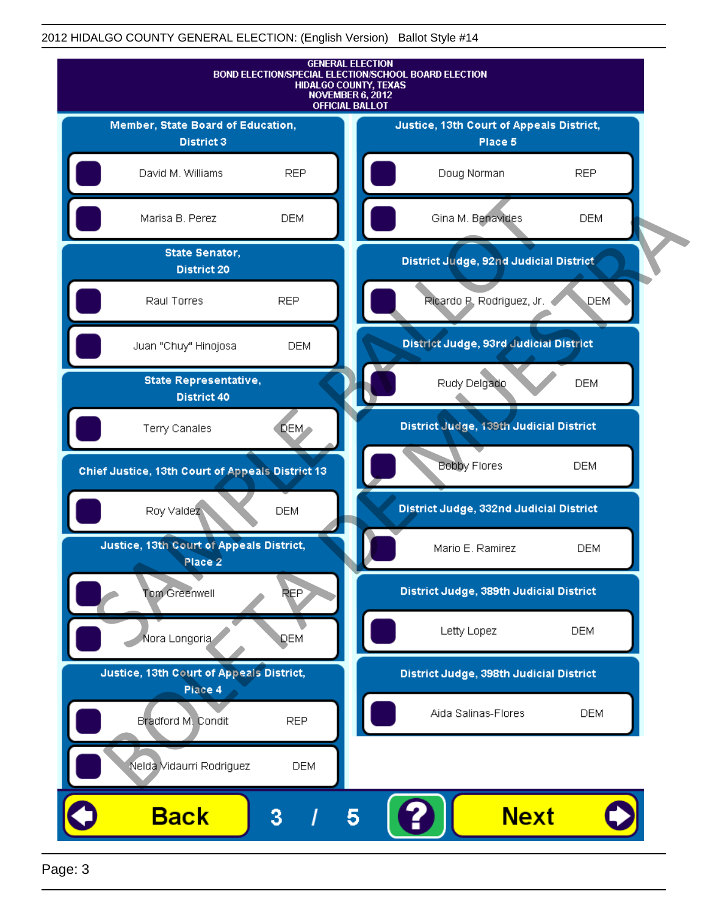2012 HIDALGO COUNTY GENERAL ELECTION: (English Version) Ballot Style #14

GENERAL ELECTION
BOND ELECTION/SPECIAL ELECTION/SCHOOL BOARD ELECTION
HIDALGO COUNTY, TEXAS
NOVEMBER 6, 2012
OFFICIAL BALLOT

### Member, State Board of Education, District 3

| Candidate | Party |
| --- | --- |
| David M. Williams | REP |
| Marisa B. Perez | DEM |

### State Senator, District 20

| Candidate | Party |
| --- | --- |
| Raul Torres | REP |
| Juan "Chuy" Hinojosa | DEM |

### State Representative, District 40

| Candidate | Party |
| --- | --- |
| Terry Canales | DEM |

### Chief Justice, 13th Court of Appeals District 13

| Candidate | Party |
| --- | --- |
| Roy Valdez | DEM |

### Justice, 13th Court of Appeals District, Place 2

| Candidate | Party |
| --- | --- |
| Tom Greenwell | REP |
| Nora Longoria | DEM |

### Justice, 13th Court of Appeals District, Place 4

| Candidate | Party |
| --- | --- |
| Bradford M. Condit | REP |
| Nelda Vidaurri Rodriguez | DEM |

### Justice, 13th Court of Appeals District, Place 5

| Candidate | Party |
| --- | --- |
| Doug Norman | REP |
| Gina M. Benavides | DEM |

### District Judge, 92nd Judicial District

| Candidate | Party |
| --- | --- |
| Ricardo P. Rodriguez, Jr. | DEM |

### District Judge, 93rd Judicial District

| Candidate | Party |
| --- | --- |
| Rudy Delgado | DEM |

### District Judge, 139th Judicial District

| Candidate | Party |
| --- | --- |
| Bobby Flores | DEM |

### District Judge, 332nd Judicial District

| Candidate | Party |
| --- | --- |
| Mario E. Ramirez | DEM |

### District Judge, 389th Judicial District

| Candidate | Party |
| --- | --- |
| Letty Lopez | DEM |

### District Judge, 398th Judicial District

| Candidate | Party |
| --- | --- |
| Aida Salinas-Flores | DEM |

Back 3 / 5 ? Next

SAMPLE BALLOT BOLETA DE MUESTRA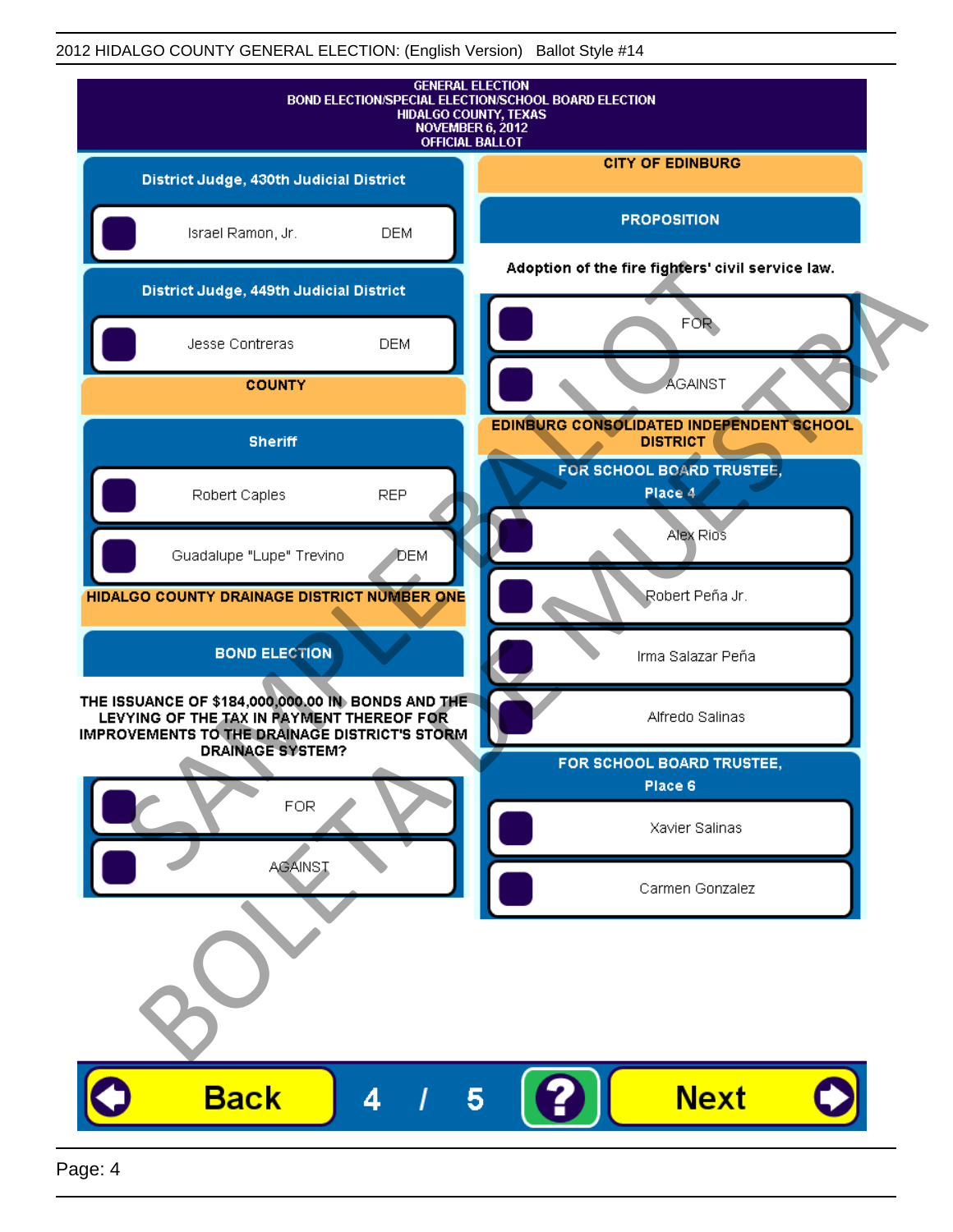2012 HIDALGO COUNTY GENERAL ELECTION: (English Version) Ballot Style #14

# GENERAL ELECTION
## BOND ELECTION/SPECIAL ELECTION/SCHOOL BOARD ELECTION
HIDALGO COUNTY, TEXAS
NOVEMBER 6, 2012
OFFICIAL BALLOT

### District Judge, 430th Judicial District

- Israel Ramon, Jr. DEM

### District Judge, 449th Judicial District

- Jesse Contreras DEM

## COUNTY

### Sheriff

- Robert Caples REP
- Guadalupe "Lupe" Trevino DEM

## HIDALGO COUNTY DRAINAGE DISTRICT NUMBER ONE

### BOND ELECTION

**THE ISSUANCE OF $184,000,000.00 IN BONDS AND THE LEVYING OF THE TAX IN PAYMENT THEREOF FOR IMPROVEMENTS TO THE DRAINAGE DISTRICT'S STORM DRAINAGE SYSTEM?**

- FOR
- AGAINST

## CITY OF EDINBURG

### PROPOSITION

**Adoption of the fire fighters' civil service law.**

- FOR
- AGAINST

## EDINBURG CONSOLIDATED INDEPENDENT SCHOOL DISTRICT

### FOR SCHOOL BOARD TRUSTEE, Place 4

- Alex Rios
- Robert Peña Jr.
- Irma Salazar Peña
- Alfredo Salinas

### FOR SCHOOL BOARD TRUSTEE, Place 6

- Xavier Salinas
- Carmen Gonzalez

SAMPLE BALLOT
BOLETA DE MUESTRA

Back 4 / 5 ? Next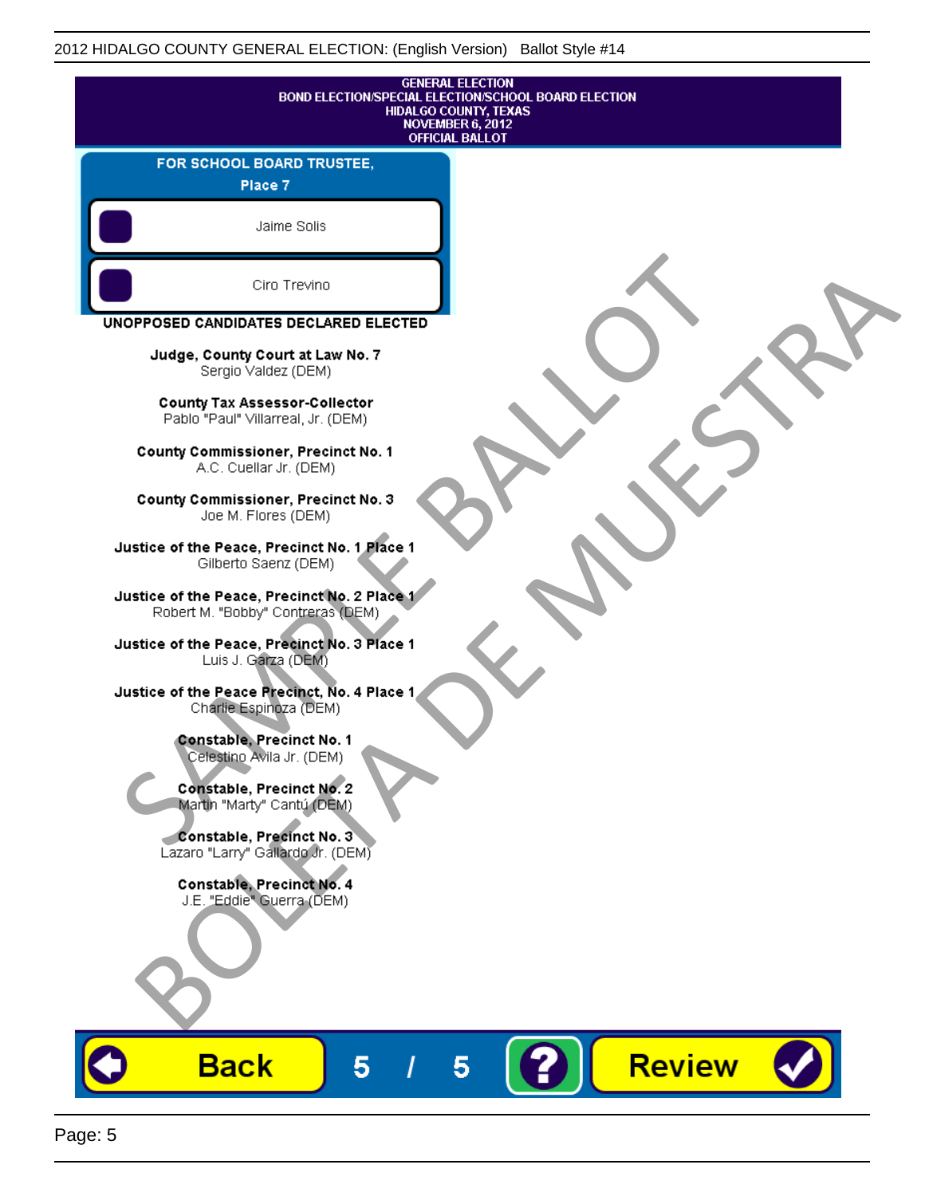GENERAL ELECTION
BOND ELECTION/SPECIAL ELECTION/SCHOOL BOARD ELECTION
HIDALGO COUNTY, TEXAS
NOVEMBER 6, 2012
OFFICIAL BALLOT

## FOR SCHOOL BOARD TRUSTEE, Place 7

- Jaime Solis
- Ciro Trevino

## UNOPPOSED CANDIDATES DECLARED ELECTED

**Judge, County Court at Law No. 7**
Sergio Valdez (DEM)

**County Tax Assessor-Collector**
Pablo "Paul" Villarreal, Jr. (DEM)

**County Commissioner, Precinct No. 1**
A.C. Cuellar Jr. (DEM)

**County Commissioner, Precinct No. 3**
Joe M. Flores (DEM)

**Justice of the Peace, Precinct No. 1 Place 1**
Gilberto Saenz (DEM)

**Justice of the Peace, Precinct No. 2 Place 1**
Robert M. "Bobby" Contreras (DEM)

**Justice of the Peace, Precinct No. 3 Place 1**
Luis J. Garza (DEM)

**Justice of the Peace Precinct, No. 4 Place 1**
Charlie Espinoza (DEM)

**Constable, Precinct No. 1**
Celestino Avila Jr. (DEM)

**Constable, Precinct No. 2**
Martin "Marty" Cantú (DEM)

**Constable, Precinct No. 3**
Lazaro "Larry" Gallardo Jr. (DEM)

**Constable, Precinct No. 4**
J.E. "Eddie" Guerra (DEM)

Back   5 / 5   ?   Review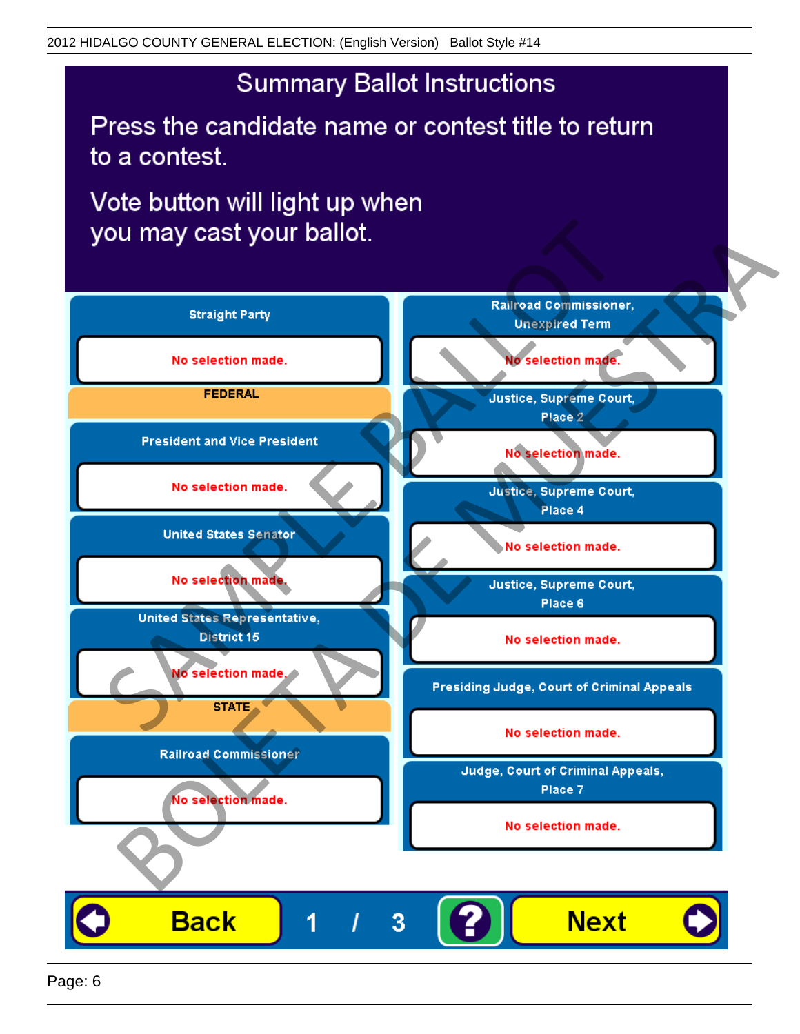# Summary Ballot Instructions

Press the candidate name or contest title to return to a contest.

Vote button will light up when you may cast your ballot.

**Straight Party**

No selection made.

**FEDERAL**

**President and Vice President**

No selection made.

**United States Senator**

No selection made.

**United States Representative, District 15**

No selection made.

**STATE**

**Railroad Commissioner**

No selection made.

**Railroad Commissioner, Unexpired Term**

No selection made.

**Justice, Supreme Court, Place 2**

No selection made.

**Justice, Supreme Court, Place 4**

No selection made.

**Justice, Supreme Court, Place 6**

No selection made.

**Presiding Judge, Court of Criminal Appeals**

No selection made.

**Judge, Court of Criminal Appeals, Place 7**

No selection made.

Back 1 / 3 ? Next

SAMPLE BALLOT BOLETA DE MUESTRA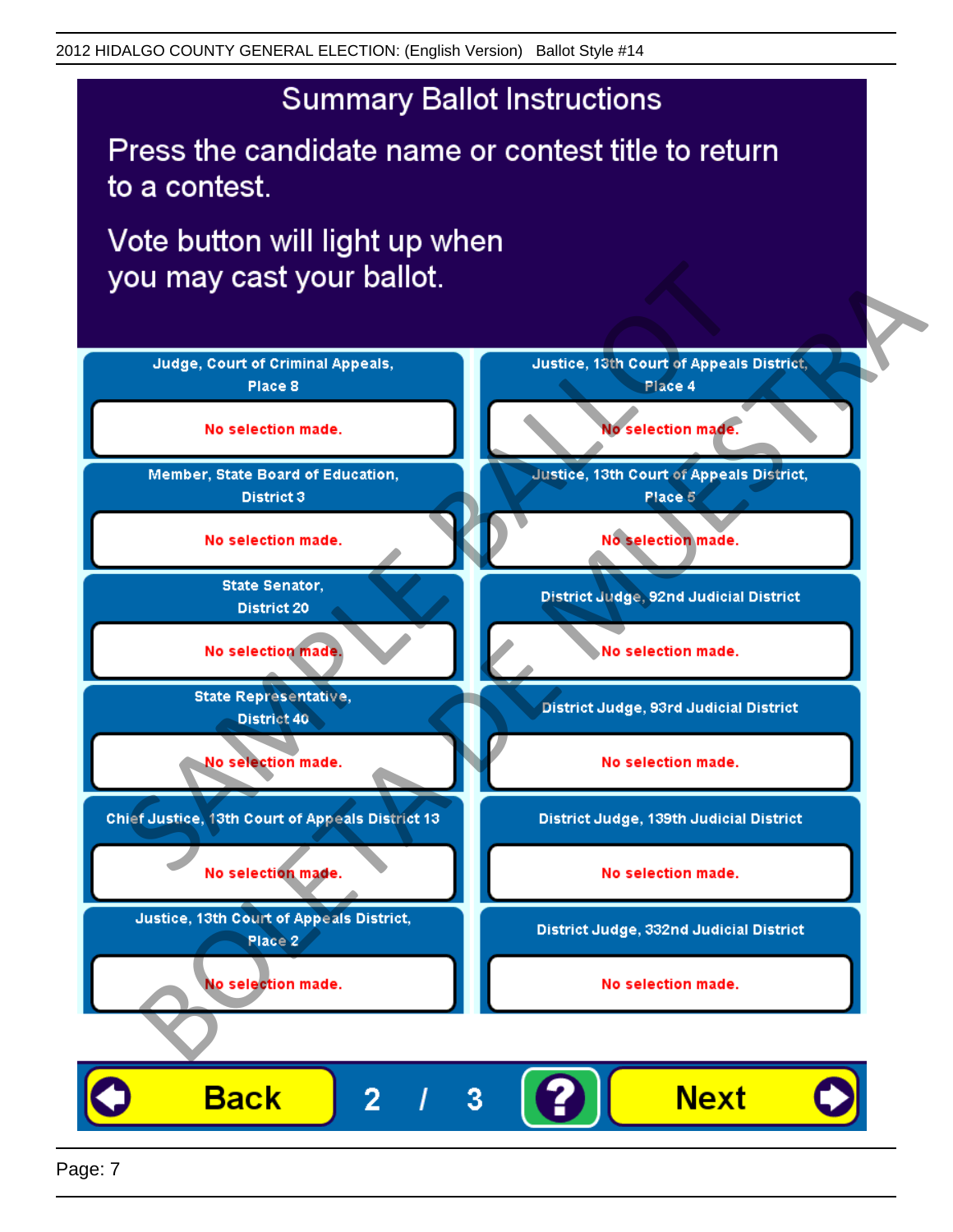# Summary Ballot Instructions

Press the candidate name or contest title to return to a contest.

Vote button will light up when you may cast your ballot.

| Contest | Selection |
| --- | --- |
| Judge, Court of Criminal Appeals, Place 8 | No selection made. |
| Member, State Board of Education, District 3 | No selection made. |
| State Senator, District 20 | No selection made. |
| State Representative, District 40 | No selection made. |
| Chief Justice, 13th Court of Appeals District 13 | No selection made. |
| Justice, 13th Court of Appeals District, Place 2 | No selection made. |
| Justice, 13th Court of Appeals District, Place 4 | No selection made. |
| Justice, 13th Court of Appeals District, Place 5 | No selection made. |
| District Judge, 92nd Judicial District | No selection made. |
| District Judge, 93rd Judicial District | No selection made. |
| District Judge, 139th Judicial District | No selection made. |
| District Judge, 332nd Judicial District | No selection made. |

Back 2 / 3 ? Next

SAMPLE BALLOT BOLETA DE MUESTRA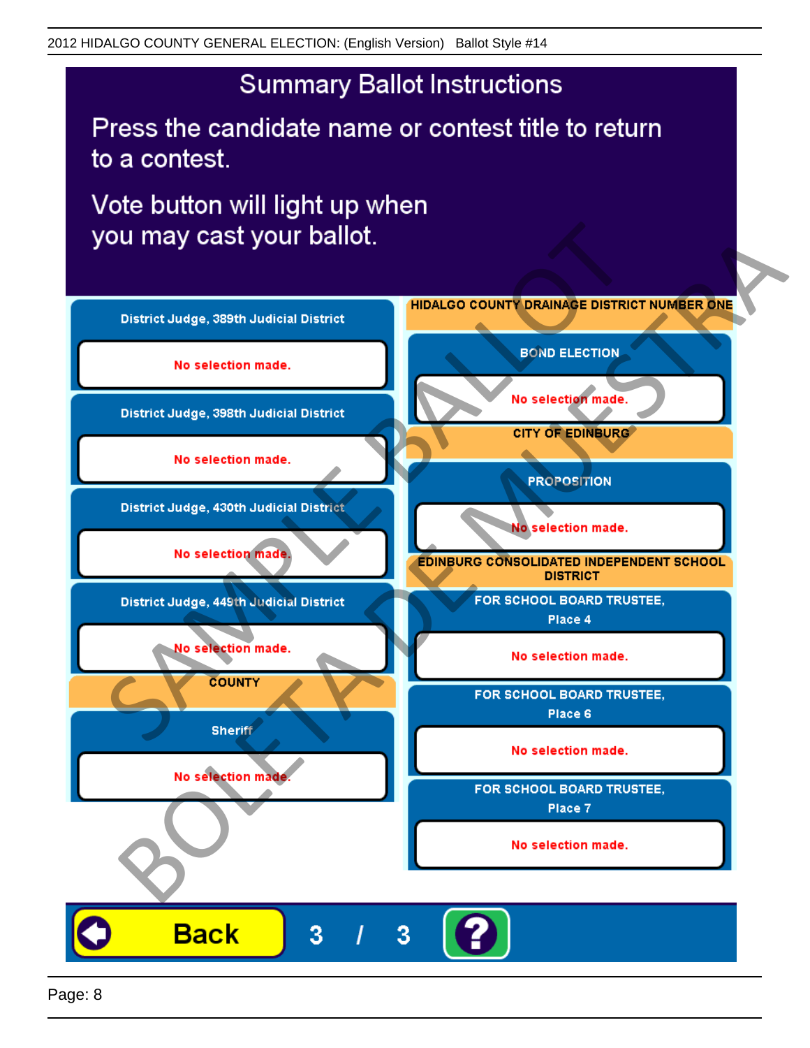# Summary Ballot Instructions

Press the candidate name or contest title to return to a contest.

Vote button will light up when you may cast your ballot.

**District Judge, 389th Judicial District**

No selection made.

**District Judge, 398th Judicial District**

No selection made.

**District Judge, 430th Judicial District**

No selection made.

**District Judge, 449th Judicial District**

No selection made.

**COUNTY**

**Sheriff**

No selection made.

**HIDALGO COUNTY DRAINAGE DISTRICT NUMBER ONE**

**BOND ELECTION**

No selection made.

**CITY OF EDINBURG**

**PROPOSITION**

No selection made.

**EDINBURG CONSOLIDATED INDEPENDENT SCHOOL DISTRICT**

**FOR SCHOOL BOARD TRUSTEE, Place 4**

No selection made.

**FOR SCHOOL BOARD TRUSTEE, Place 6**

No selection made.

**FOR SCHOOL BOARD TRUSTEE, Place 7**

No selection made.

Back

3 / 3

?

SAMPLE BALLOT
BOLETA DE MUESTRA